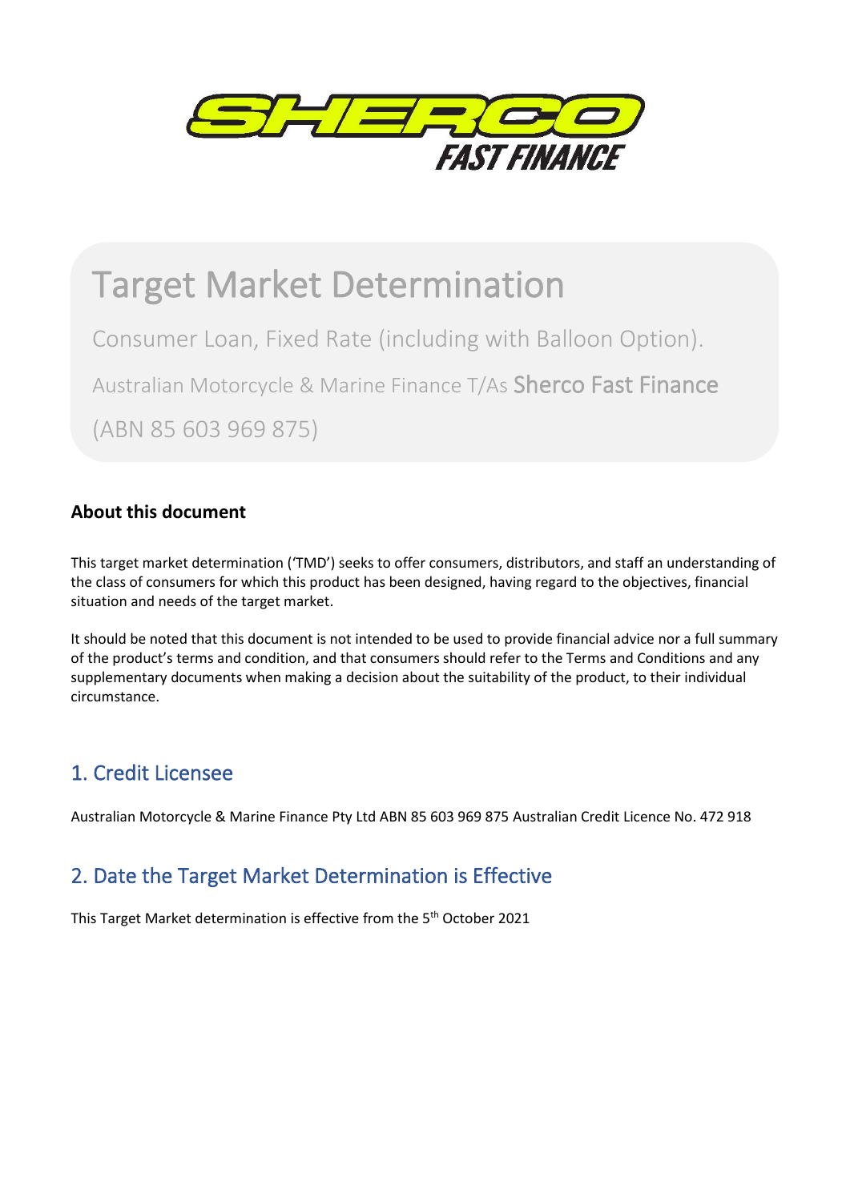# Target Market Determination

Consumer Loan, Fixed Rate (including with Balloon Option).

Australian Motorcycle & Marine Finance T/As Sherco Fast Finance

(ABN 85 603 969 875)

**About this document**

This target market determination ('TMD') seeks to offer consumers, distributors, and staff an understanding of the class of consumers for which this product has been designed, having regard to the objectives, financial situation and needs of the target market.

It should be noted that this document is not intended to be used to provide financial advice nor a full summary of the product's terms and condition, and that consumers should refer to the Terms and Conditions and any supplementary documents when making a decision about the suitability of the product, to their individual circumstance.

## 1. Credit Licensee

Australian Motorcycle & Marine Finance Pty Ltd ABN 85 603 969 875 Australian Credit Licence No. 472 918

## 2. Date the Target Market Determination is Effective

This Target Market determination is effective from the 5th October 2021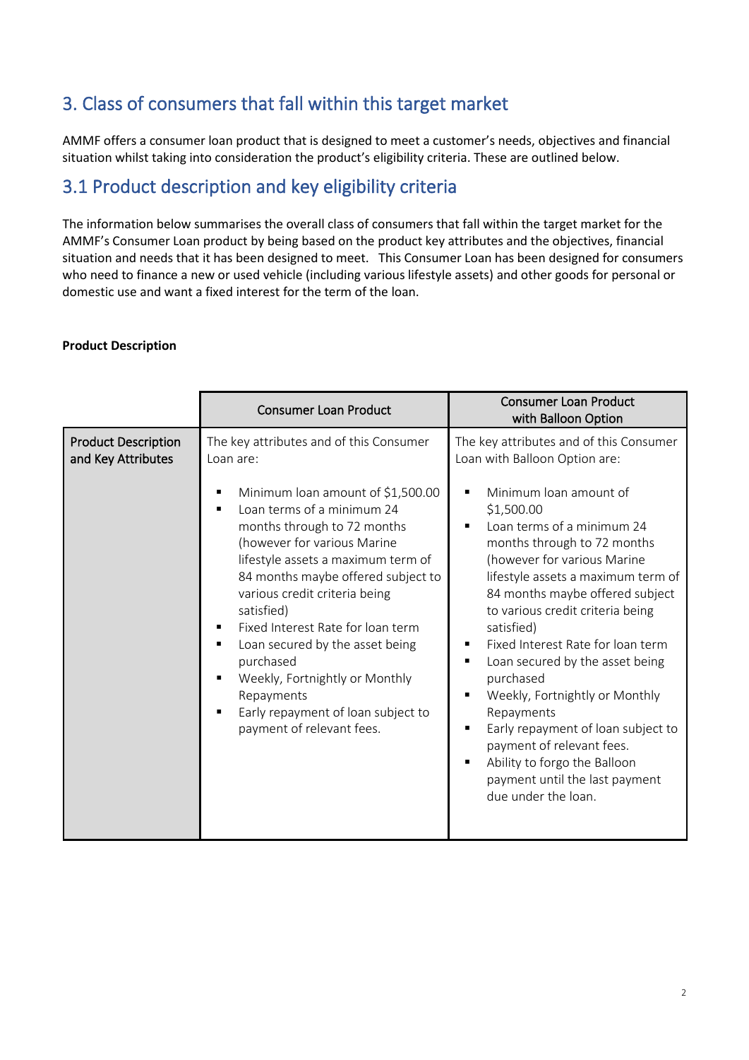## 3. Class of consumers that fall within this target market

AMMF offers a consumer loan product that is designed to meet a customer's needs, objectives and financial situation whilst taking into consideration the product's eligibility criteria. These are outlined below.

### 3.1 Product description and key eligibility criteria

The information below summarises the overall class of consumers that fall within the target market for the AMMF's Consumer Loan product by being based on the product key attributes and the objectives, financial situation and needs that it has been designed to meet. This Consumer Loan has been designed for consumers who need to finance a new or used vehicle (including various lifestyle assets) and other goods for personal or domestic use and want a fixed interest for the term of the loan.

**Product Description**

| | Consumer Loan Product | Consumer Loan Product with Balloon Option |
|---|---|---|
| Product Description and Key Attributes | The key attributes and of this Consumer Loan are:<br><br>▪ Minimum loan amount of $1,500.00<br>▪ Loan terms of a minimum 24 months through to 72 months (however for various Marine lifestyle assets a maximum term of 84 months maybe offered subject to various credit criteria being satisfied)<br>▪ Fixed Interest Rate for loan term<br>▪ Loan secured by the asset being purchased<br>▪ Weekly, Fortnightly or Monthly Repayments<br>▪ Early repayment of loan subject to payment of relevant fees. | The key attributes and of this Consumer Loan with Balloon Option are:<br><br>▪ Minimum loan amount of $1,500.00<br>▪ Loan terms of a minimum 24 months through to 72 months (however for various Marine lifestyle assets a maximum term of 84 months maybe offered subject to various credit criteria being satisfied)<br>▪ Fixed Interest Rate for loan term<br>▪ Loan secured by the asset being purchased<br>▪ Weekly, Fortnightly or Monthly Repayments<br>▪ Early repayment of loan subject to payment of relevant fees.<br>▪ Ability to forgo the Balloon payment until the last payment due under the loan. |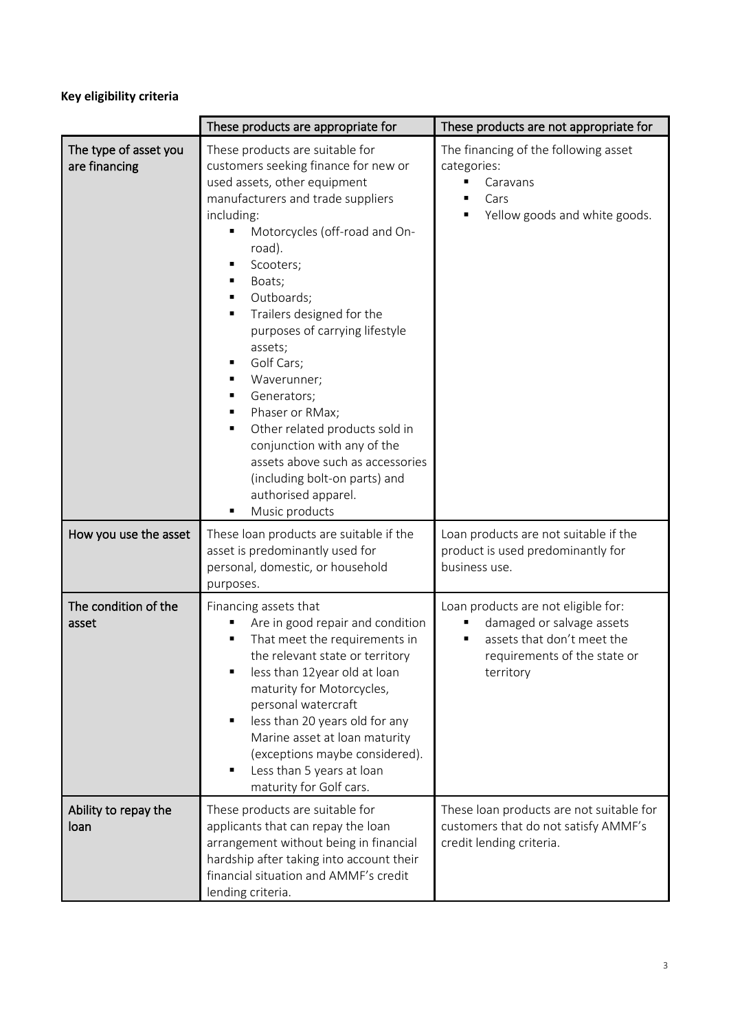**Key eligibility criteria**

| | These products are appropriate for | These products are not appropriate for |
|---|---|---|
| The type of asset you are financing | These products are suitable for customers seeking finance for new or used assets, other equipment manufacturers and trade suppliers including:<br>▪ Motorcycles (off-road and On-road).<br>▪ Scooters;<br>▪ Boats;<br>▪ Outboards;<br>▪ Trailers designed for the purposes of carrying lifestyle assets;<br>▪ Golf Cars;<br>▪ Waverunner;<br>▪ Generators;<br>▪ Phaser or RMax;<br>▪ Other related products sold in conjunction with any of the assets above such as accessories (including bolt-on parts) and authorised apparel.<br>▪ Music products | The financing of the following asset categories:<br>▪ Caravans<br>▪ Cars<br>▪ Yellow goods and white goods. |
| How you use the asset | These loan products are suitable if the asset is predominantly used for personal, domestic, or household purposes. | Loan products are not suitable if the product is used predominantly for business use. |
| The condition of the asset | Financing assets that<br>▪ Are in good repair and condition<br>▪ That meet the requirements in the relevant state or territory<br>▪ less than 12year old at loan maturity for Motorcycles, personal watercraft<br>▪ less than 20 years old for any Marine asset at loan maturity (exceptions maybe considered).<br>▪ Less than 5 years at loan maturity for Golf cars. | Loan products are not eligible for:<br>▪ damaged or salvage assets<br>▪ assets that don't meet the requirements of the state or territory |
| Ability to repay the loan | These products are suitable for applicants that can repay the loan arrangement without being in financial hardship after taking into account their financial situation and AMMF's credit lending criteria. | These loan products are not suitable for customers that do not satisfy AMMF's credit lending criteria. |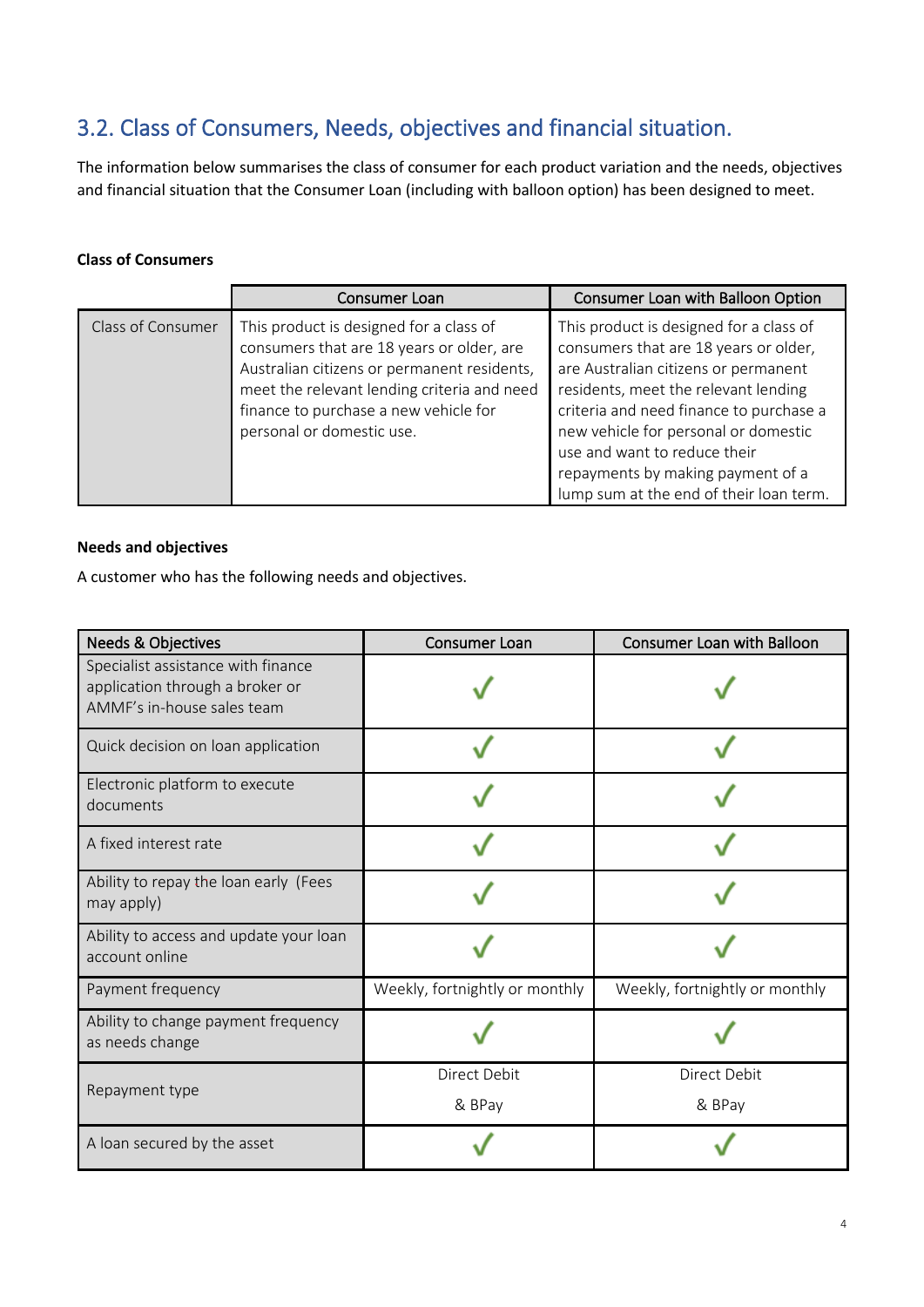## 3.2. Class of Consumers, Needs, objectives and financial situation.

The information below summarises the class of consumer for each product variation and the needs, objectives and financial situation that the Consumer Loan (including with balloon option) has been designed to meet.

**Class of Consumers**

| | Consumer Loan | Consumer Loan with Balloon Option |
|---|---|---|
| Class of Consumer | This product is designed for a class of consumers that are 18 years or older, are Australian citizens or permanent residents, meet the relevant lending criteria and need finance to purchase a new vehicle for personal or domestic use. | This product is designed for a class of consumers that are 18 years or older, are Australian citizens or permanent residents, meet the relevant lending criteria and need finance to purchase a new vehicle for personal or domestic use and want to reduce their repayments by making payment of a lump sum at the end of their loan term. |

**Needs and objectives**

A customer who has the following needs and objectives.

| Needs & Objectives | Consumer Loan | Consumer Loan with Balloon |
|---|---|---|
| Specialist assistance with finance application through a broker or AMMF's in-house sales team | ✓ | ✓ |
| Quick decision on loan application | ✓ | ✓ |
| Electronic platform to execute documents | ✓ | ✓ |
| A fixed interest rate | ✓ | ✓ |
| Ability to repay the loan early (Fees may apply) | ✓ | ✓ |
| Ability to access and update your loan account online | ✓ | ✓ |
| Payment frequency | Weekly, fortnightly or monthly | Weekly, fortnightly or monthly |
| Ability to change payment frequency as needs change | ✓ | ✓ |
| Repayment type | Direct Debit & BPay | Direct Debit & BPay |
| A loan secured by the asset | ✓ | ✓ |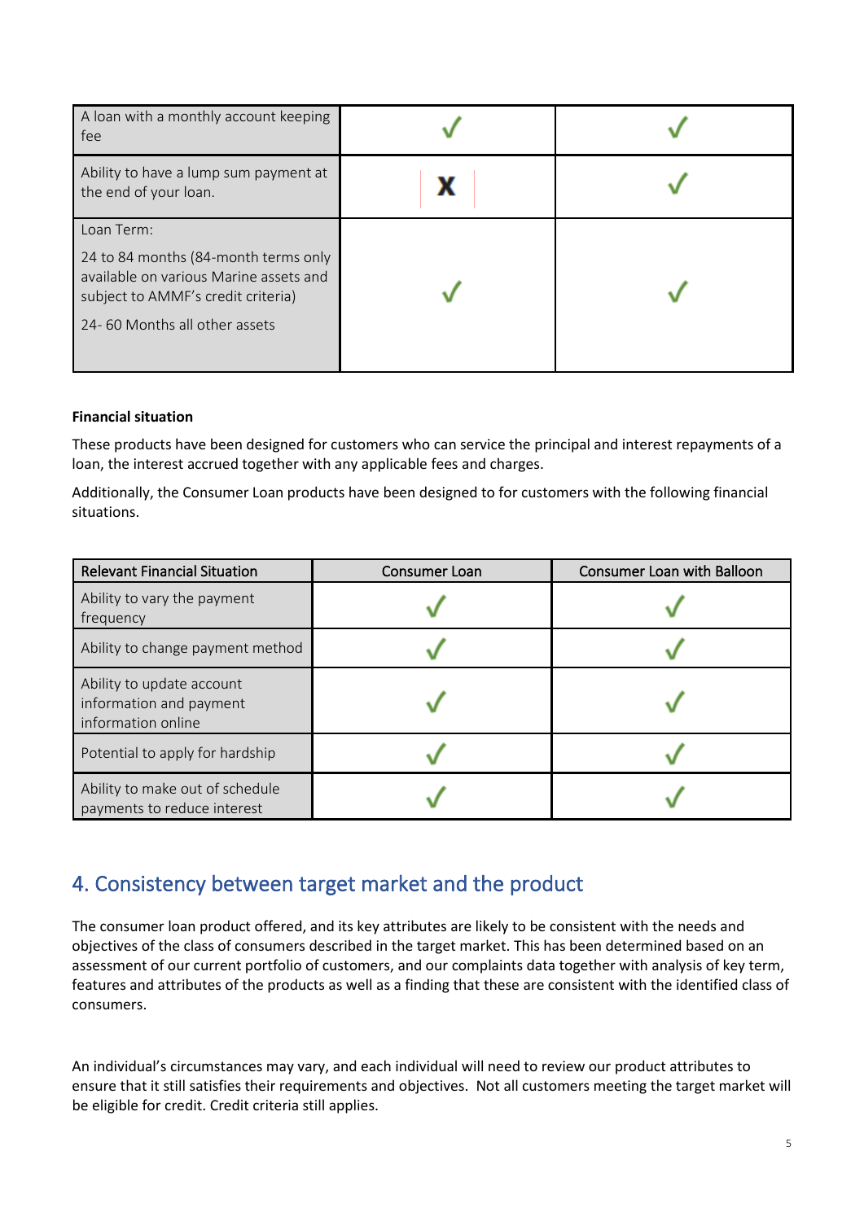| | | |
|---|---|---|
| A loan with a monthly account keeping fee | ✓ | ✓ |
| Ability to have a lump sum payment at the end of your loan. | X | ✓ |
| Loan Term:<br><br>24 to 84 months (84-month terms only available on various Marine assets and subject to AMMF's credit criteria)<br><br>24- 60 Months all other assets | ✓ | ✓ |

**Financial situation**

These products have been designed for customers who can service the principal and interest repayments of a loan, the interest accrued together with any applicable fees and charges.

Additionally, the Consumer Loan products have been designed to for customers with the following financial situations.

| Relevant Financial Situation | Consumer Loan | Consumer Loan with Balloon |
|---|---|---|
| Ability to vary the payment frequency | ✓ | ✓ |
| Ability to change payment method | ✓ | ✓ |
| Ability to update account information and payment information online | ✓ | ✓ |
| Potential to apply for hardship | ✓ | ✓ |
| Ability to make out of schedule payments to reduce interest | ✓ | ✓ |

## 4. Consistency between target market and the product

The consumer loan product offered, and its key attributes are likely to be consistent with the needs and objectives of the class of consumers described in the target market. This has been determined based on an assessment of our current portfolio of customers, and our complaints data together with analysis of key term, features and attributes of the products as well as a finding that these are consistent with the identified class of consumers.

An individual's circumstances may vary, and each individual will need to review our product attributes to ensure that it still satisfies their requirements and objectives. Not all customers meeting the target market will be eligible for credit. Credit criteria still applies.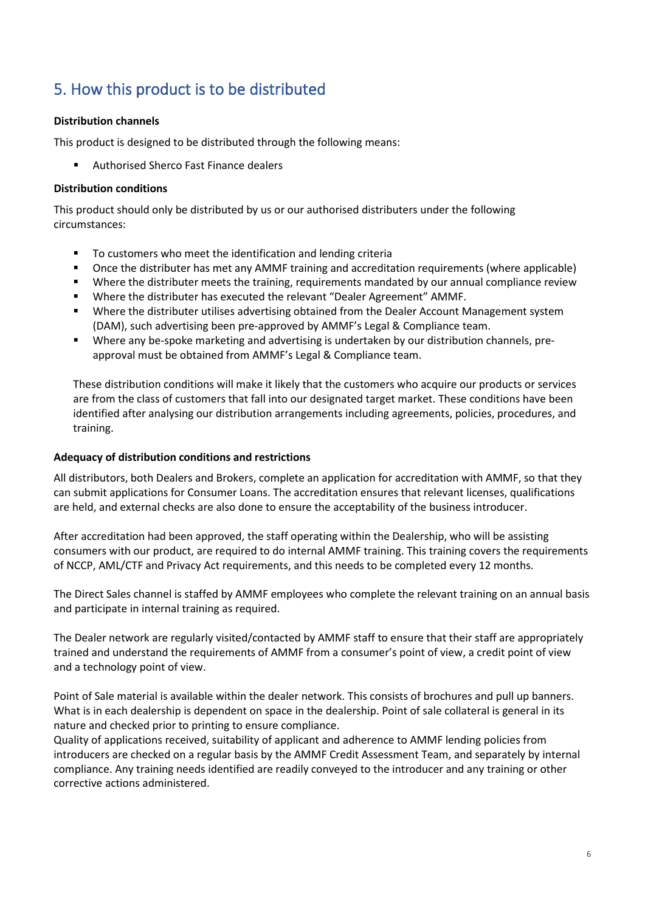## 5. How this product is to be distributed

**Distribution channels**

This product is designed to be distributed through the following means:

- Authorised Sherco Fast Finance dealers

**Distribution conditions**

This product should only be distributed by us or our authorised distributers under the following circumstances:

- To customers who meet the identification and lending criteria
- Once the distributer has met any AMMF training and accreditation requirements (where applicable)
- Where the distributer meets the training, requirements mandated by our annual compliance review
- Where the distributer has executed the relevant "Dealer Agreement" AMMF.
- Where the distributer utilises advertising obtained from the Dealer Account Management system (DAM), such advertising been pre-approved by AMMF's Legal & Compliance team.
- Where any be-spoke marketing and advertising is undertaken by our distribution channels, pre-approval must be obtained from AMMF's Legal & Compliance team.

These distribution conditions will make it likely that the customers who acquire our products or services are from the class of customers that fall into our designated target market. These conditions have been identified after analysing our distribution arrangements including agreements, policies, procedures, and training.

**Adequacy of distribution conditions and restrictions**

All distributors, both Dealers and Brokers, complete an application for accreditation with AMMF, so that they can submit applications for Consumer Loans. The accreditation ensures that relevant licenses, qualifications are held, and external checks are also done to ensure the acceptability of the business introducer.

After accreditation had been approved, the staff operating within the Dealership, who will be assisting consumers with our product, are required to do internal AMMF training. This training covers the requirements of NCCP, AML/CTF and Privacy Act requirements, and this needs to be completed every 12 months.

The Direct Sales channel is staffed by AMMF employees who complete the relevant training on an annual basis and participate in internal training as required.

The Dealer network are regularly visited/contacted by AMMF staff to ensure that their staff are appropriately trained and understand the requirements of AMMF from a consumer's point of view, a credit point of view and a technology point of view.

Point of Sale material is available within the dealer network. This consists of brochures and pull up banners. What is in each dealership is dependent on space in the dealership. Point of sale collateral is general in its nature and checked prior to printing to ensure compliance.

Quality of applications received, suitability of applicant and adherence to AMMF lending policies from introducers are checked on a regular basis by the AMMF Credit Assessment Team, and separately by internal compliance. Any training needs identified are readily conveyed to the introducer and any training or other corrective actions administered.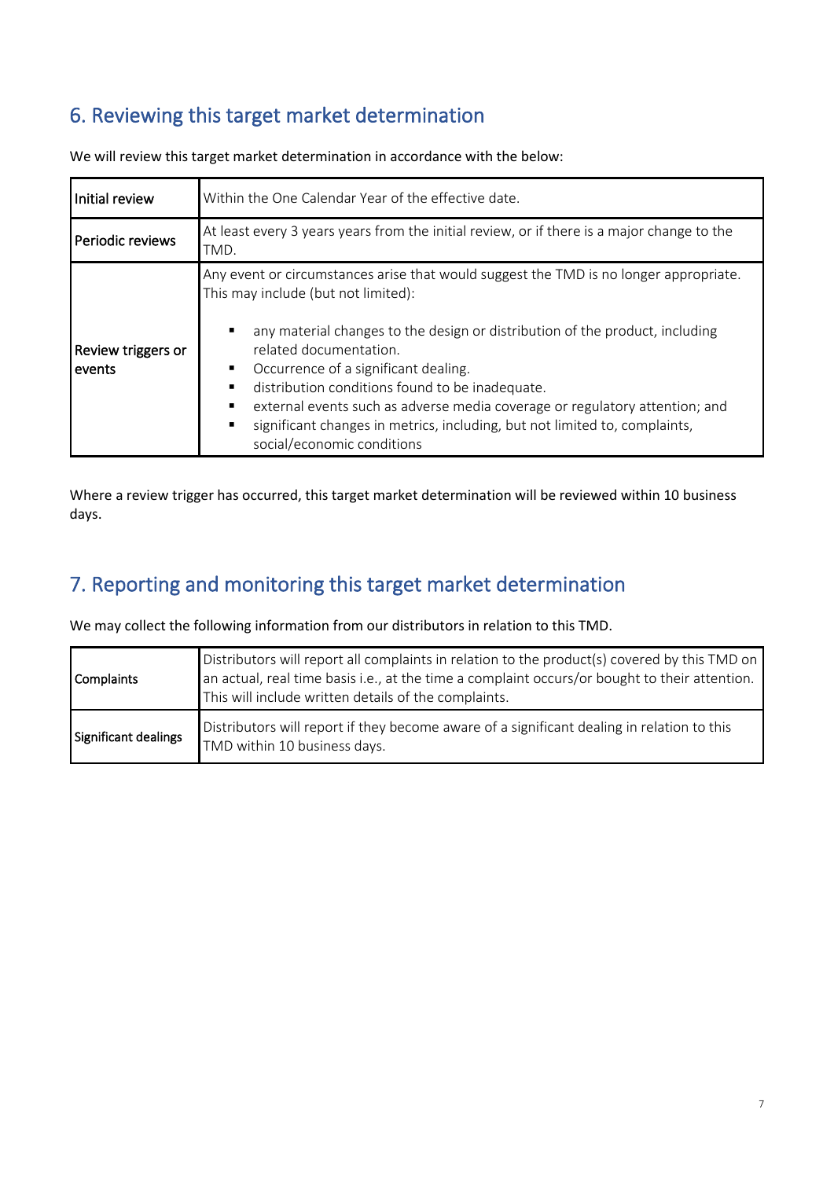## 6. Reviewing this target market determination

We will review this target market determination in accordance with the below:

| | |
|---|---|
| Initial review | Within the One Calendar Year of the effective date. |
| Periodic reviews | At least every 3 years years from the initial review, or if there is a major change to the TMD. |
| Review triggers or events | Any event or circumstances arise that would suggest the TMD is no longer appropriate. This may include (but not limited):<br>▪ any material changes to the design or distribution of the product, including related documentation.<br>▪ Occurrence of a significant dealing.<br>▪ distribution conditions found to be inadequate.<br>▪ external events such as adverse media coverage or regulatory attention; and<br>▪ significant changes in metrics, including, but not limited to, complaints, social/economic conditions |

Where a review trigger has occurred, this target market determination will be reviewed within 10 business days.

## 7. Reporting and monitoring this target market determination

We may collect the following information from our distributors in relation to this TMD.

| | |
|---|---|
| Complaints | Distributors will report all complaints in relation to the product(s) covered by this TMD on an actual, real time basis i.e., at the time a complaint occurs/or bought to their attention. This will include written details of the complaints. |
| Significant dealings | Distributors will report if they become aware of a significant dealing in relation to this TMD within 10 business days. |